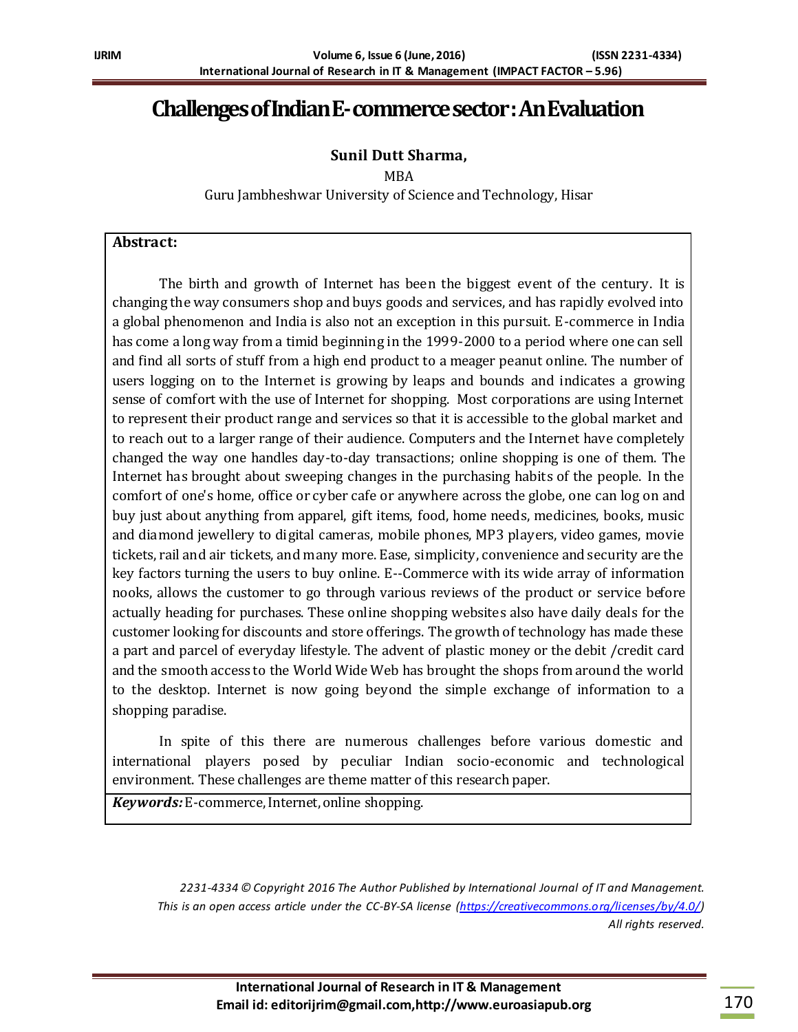# Challenges of Indian E-commerce sector : An Evaluation

**Sunil Dutt Sharma,**

MBA

Guru Jambheshwar University of Science and Technology, Hisar

**Abstract:**

The birth and growth of Internet has been the biggest event of the century. It is changing the way consumers shop and buys goods and services, and has rapidly evolved into a global phenomenon and India is also not an exception in this pursuit. E-commerce in India has come a long way from a timid beginning in the 1999-2000 to a period where one can sell and find all sorts of stuff from a high end product to a meager peanut online. The number of users logging on to the Internet is growing by leaps and bounds and indicates a growing sense of comfort with the use of Internet for shopping. Most corporations are using Internet to represent their product range and services so that it is accessible to the global market and to reach out to a larger range of their audience. Computers and the Internet have completely changed the way one handles day-to-day transactions; online shopping is one of them. The Internet has brought about sweeping changes in the purchasing habits of the people. In the comfort of one's home, office or cyber cafe or anywhere across the globe, one can log on and buy just about anything from apparel, gift items, food, home needs, medicines, books, music and diamond jewellery to digital cameras, mobile phones, MP3 players, video games, movie tickets, rail and air tickets, and many more. Ease, simplicity, convenience and security are the key factors turning the users to buy online. E--Commerce with its wide array of information nooks, allows the customer to go through various reviews of the product or service before actually heading for purchases. These online shopping websites also have daily deals for the customer looking for discounts and store offerings. The growth of technology has made these a part and parcel of everyday lifestyle. The advent of plastic money or the debit /credit card and the smooth access to the World Wide Web has brought the shops from around the world to the desktop. Internet is now going beyond the simple exchange of information to a shopping paradise.

In spite of this there are numerous challenges before various domestic and international players posed by peculiar Indian socio-economic and technological environment. These challenges are theme matter of this research paper.

***Keywords:*** E-commerce, Internet, online shopping.

*2231-4334 © Copyright 2016 The Author Published by International Journal of IT and Management. This is an open access article under the CC-BY-SA license (https://creativecommons.org/licenses/by/4.0/) All rights reserved.*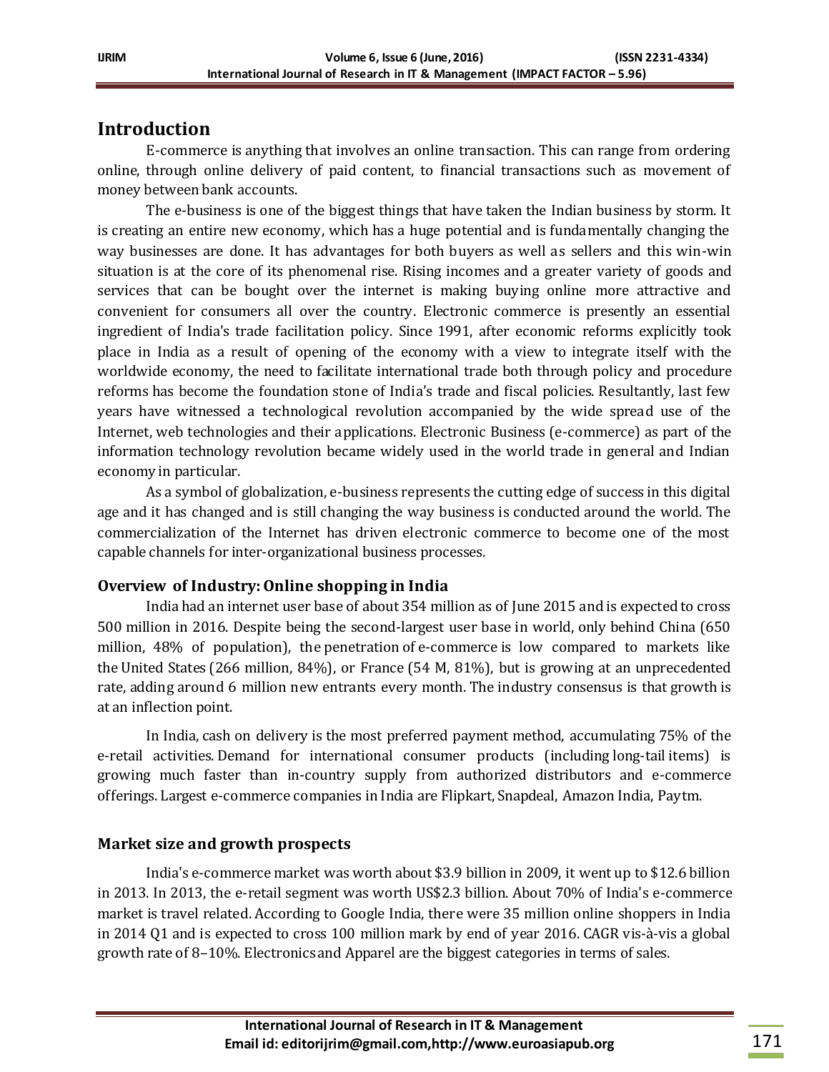## Introduction

E-commerce is anything that involves an online transaction. This can range from ordering online, through online delivery of paid content, to financial transactions such as movement of money between bank accounts.

The e-business is one of the biggest things that have taken the Indian business by storm. It is creating an entire new economy, which has a huge potential and is fundamentally changing the way businesses are done. It has advantages for both buyers as well as sellers and this win-win situation is at the core of its phenomenal rise. Rising incomes and a greater variety of goods and services that can be bought over the internet is making buying online more attractive and convenient for consumers all over the country. Electronic commerce is presently an essential ingredient of India's trade facilitation policy. Since 1991, after economic reforms explicitly took place in India as a result of opening of the economy with a view to integrate itself with the worldwide economy, the need to facilitate international trade both through policy and procedure reforms has become the foundation stone of India's trade and fiscal policies. Resultantly, last few years have witnessed a technological revolution accompanied by the wide spread use of the Internet, web technologies and their applications. Electronic Business (e-commerce) as part of the information technology revolution became widely used in the world trade in general and Indian economy in particular.

As a symbol of globalization, e-business represents the cutting edge of success in this digital age and it has changed and is still changing the way business is conducted around the world. The commercialization of the Internet has driven electronic commerce to become one of the most capable channels for inter-organizational business processes.

### Overview of Industry: Online shopping in India

India had an internet user base of about 354 million as of June 2015 and is expected to cross 500 million in 2016. Despite being the second-largest user base in world, only behind China (650 million, 48% of population), the penetration of e-commerce is low compared to markets like the United States (266 million, 84%), or France (54 M, 81%), but is growing at an unprecedented rate, adding around 6 million new entrants every month. The industry consensus is that growth is at an inflection point.

In India, cash on delivery is the most preferred payment method, accumulating 75% of the e-retail activities. Demand for international consumer products (including long-tail items) is growing much faster than in-country supply from authorized distributors and e-commerce offerings. Largest e-commerce companies in India are Flipkart, Snapdeal, Amazon India, Paytm.

### Market size and growth prospects

India's e-commerce market was worth about $3.9 billion in 2009, it went up to $12.6 billion in 2013. In 2013, the e-retail segment was worth US$2.3 billion. About 70% of India's e-commerce market is travel related. According to Google India, there were 35 million online shoppers in India in 2014 Q1 and is expected to cross 100 million mark by end of year 2016. CAGR vis-à-vis a global growth rate of 8–10%. Electronics and Apparel are the biggest categories in terms of sales.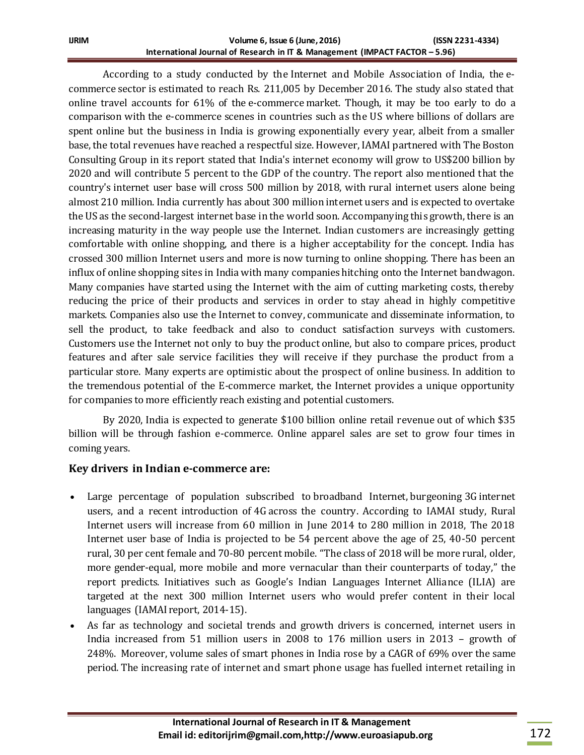According to a study conducted by the Internet and Mobile Association of India, the e-commerce sector is estimated to reach Rs. 211,005 by December 2016. The study also stated that online travel accounts for 61% of the e-commerce market. Though, it may be too early to do a comparison with the e-commerce scenes in countries such as the US where billions of dollars are spent online but the business in India is growing exponentially every year, albeit from a smaller base, the total revenues have reached a respectful size. However, IAMAI partnered with The Boston Consulting Group in its report stated that India's internet economy will grow to US$200 billion by 2020 and will contribute 5 percent to the GDP of the country. The report also mentioned that the country's internet user base will cross 500 million by 2018, with rural internet users alone being almost 210 million. India currently has about 300 million internet users and is expected to overtake the US as the second-largest internet base in the world soon. Accompanying this growth, there is an increasing maturity in the way people use the Internet. Indian customers are increasingly getting comfortable with online shopping, and there is a higher acceptability for the concept. India has crossed 300 million Internet users and more is now turning to online shopping. There has been an influx of online shopping sites in India with many companies hitching onto the Internet bandwagon. Many companies have started using the Internet with the aim of cutting marketing costs, thereby reducing the price of their products and services in order to stay ahead in highly competitive markets. Companies also use the Internet to convey, communicate and disseminate information, to sell the product, to take feedback and also to conduct satisfaction surveys with customers. Customers use the Internet not only to buy the product online, but also to compare prices, product features and after sale service facilities they will receive if they purchase the product from a particular store. Many experts are optimistic about the prospect of online business. In addition to the tremendous potential of the E-commerce market, the Internet provides a unique opportunity for companies to more efficiently reach existing and potential customers.

By 2020, India is expected to generate $100 billion online retail revenue out of which $35 billion will be through fashion e-commerce. Online apparel sales are set to grow four times in coming years.

### Key drivers in Indian e-commerce are:

- Large percentage of population subscribed to broadband Internet, burgeoning 3G internet users, and a recent introduction of 4G across the country. According to IAMAI study, Rural Internet users will increase from 60 million in June 2014 to 280 million in 2018, The 2018 Internet user base of India is projected to be 54 percent above the age of 25, 40-50 percent rural, 30 per cent female and 70-80 percent mobile. "The class of 2018 will be more rural, older, more gender-equal, more mobile and more vernacular than their counterparts of today," the report predicts. Initiatives such as Google's Indian Languages Internet Alliance (ILIA) are targeted at the next 300 million Internet users who would prefer content in their local languages (IAMAI report, 2014-15).
- As far as technology and societal trends and growth drivers is concerned, internet users in India increased from 51 million users in 2008 to 176 million users in 2013 – growth of 248%. Moreover, volume sales of smart phones in India rose by a CAGR of 69% over the same period. The increasing rate of internet and smart phone usage has fuelled internet retailing in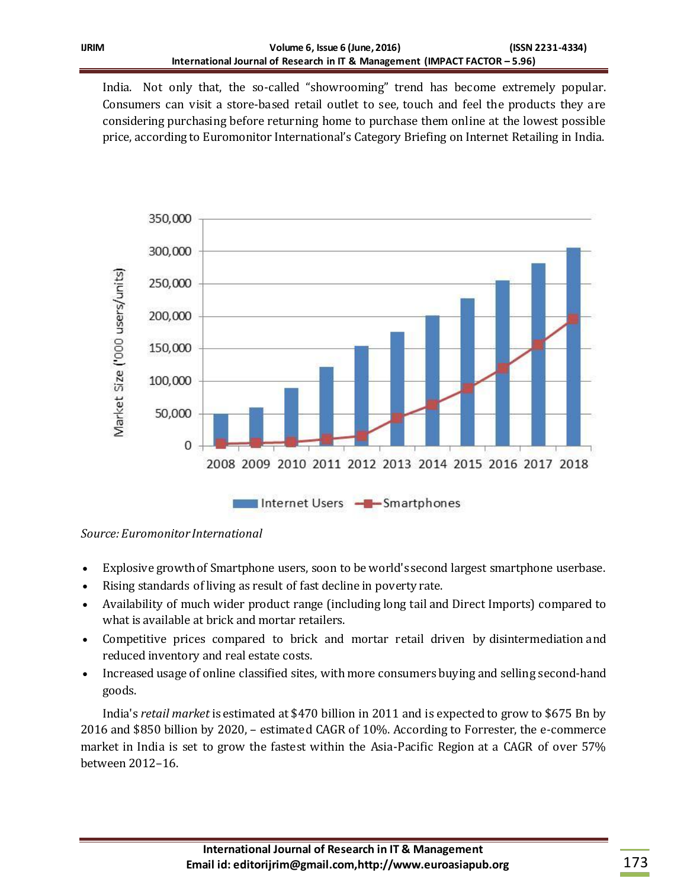India. Not only that, the so-called "showrooming" trend has become extremely popular. Consumers can visit a store-based retail outlet to see, touch and feel the products they are considering purchasing before returning home to purchase them online at the lowest possible price, according to Euromonitor International's Category Briefing on Internet Retailing in India.

*Source: Euromonitor International*

- Explosive growth of Smartphone users, soon to be world's second largest smartphone userbase.
- Rising standards of living as result of fast decline in poverty rate.
- Availability of much wider product range (including long tail and Direct Imports) compared to what is available at brick and mortar retailers.
- Competitive prices compared to brick and mortar retail driven by disintermediation and reduced inventory and real estate costs.
- Increased usage of online classified sites, with more consumers buying and selling second-hand goods.

India's *retail market* is estimated at $470 billion in 2011 and is expected to grow to $675 Bn by 2016 and $850 billion by 2020, – estimated CAGR of 10%. According to Forrester, the e-commerce market in India is set to grow the fastest within the Asia-Pacific Region at a CAGR of over 57% between 2012–16.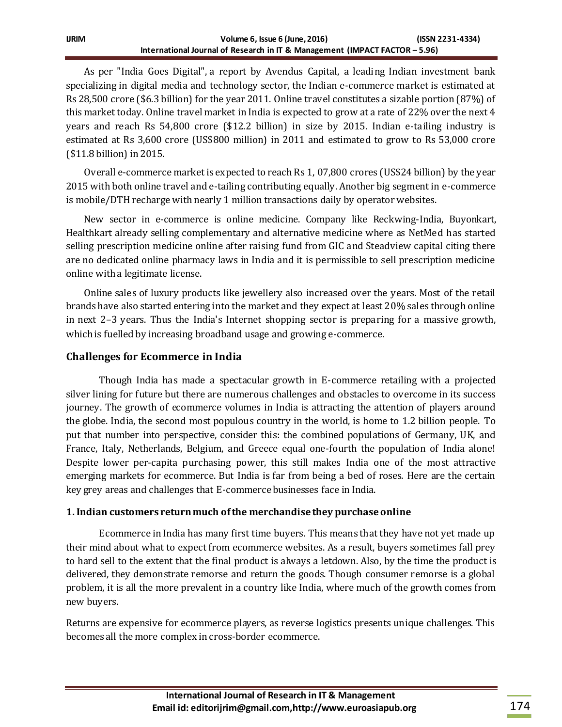As per "India Goes Digital", a report by Avendus Capital, a leading Indian investment bank specializing in digital media and technology sector, the Indian e-commerce market is estimated at Rs 28,500 crore ($6.3 billion) for the year 2011. Online travel constitutes a sizable portion (87%) of this market today. Online travel market in India is expected to grow at a rate of 22% over the next 4 years and reach Rs 54,800 crore ($12.2 billion) in size by 2015. Indian e-tailing industry is estimated at Rs 3,600 crore (US$800 million) in 2011 and estimated to grow to Rs 53,000 crore ($11.8 billion) in 2015.

Overall e-commerce market is expected to reach Rs 1, 07,800 crores (US$24 billion) by the year 2015 with both online travel and e-tailing contributing equally. Another big segment in e-commerce is mobile/DTH recharge with nearly 1 million transactions daily by operator websites.

New sector in e-commerce is online medicine. Company like Reckwing-India, Buyonkart, Healthkart already selling complementary and alternative medicine where as NetMed has started selling prescription medicine online after raising fund from GIC and Steadview capital citing there are no dedicated online pharmacy laws in India and it is permissible to sell prescription medicine online with a legitimate license.

Online sales of luxury products like jewellery also increased over the years. Most of the retail brands have also started entering into the market and they expect at least 20% sales through online in next 2–3 years. Thus the India's Internet shopping sector is preparing for a massive growth, which is fuelled by increasing broadband usage and growing e-commerce.

## Challenges for Ecommerce in India

Though India has made a spectacular growth in E-commerce retailing with a projected silver lining for future but there are numerous challenges and obstacles to overcome in its success journey. The growth of ecommerce volumes in India is attracting the attention of players around the globe. India, the second most populous country in the world, is home to 1.2 billion people. To put that number into perspective, consider this: the combined populations of Germany, UK, and France, Italy, Netherlands, Belgium, and Greece equal one-fourth the population of India alone! Despite lower per-capita purchasing power, this still makes India one of the most attractive emerging markets for ecommerce. But India is far from being a bed of roses. Here are the certain key grey areas and challenges that E-commerce businesses face in India.

### 1. Indian customers return much of the merchandise they purchase online

Ecommerce in India has many first time buyers. This means that they have not yet made up their mind about what to expect from ecommerce websites. As a result, buyers sometimes fall prey to hard sell to the extent that the final product is always a letdown. Also, by the time the product is delivered, they demonstrate remorse and return the goods. Though consumer remorse is a global problem, it is all the more prevalent in a country like India, where much of the growth comes from new buyers.

Returns are expensive for ecommerce players, as reverse logistics presents unique challenges. This becomes all the more complex in cross-border ecommerce.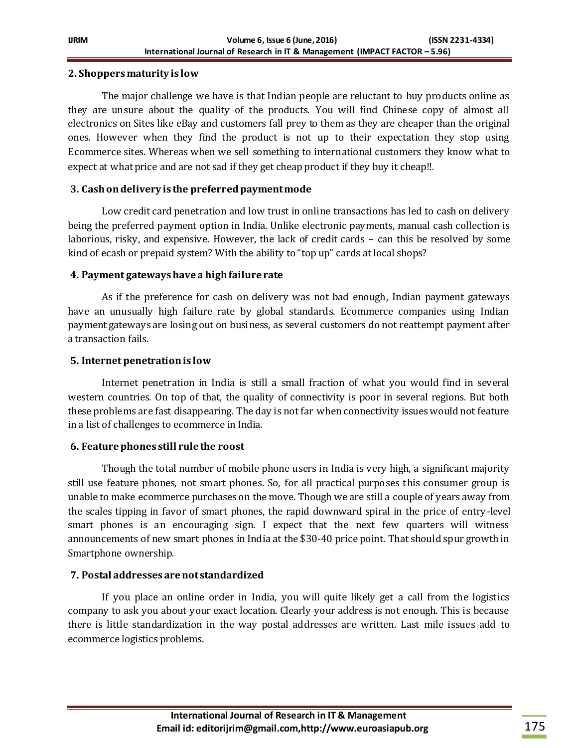### 2. Shoppers maturity is low

The major challenge we have is that Indian people are reluctant to buy products online as they are unsure about the quality of the products. You will find Chinese copy of almost all electronics on Sites like eBay and customers fall prey to them as they are cheaper than the original ones. However when they find the product is not up to their expectation they stop using Ecommerce sites. Whereas when we sell something to international customers they know what to expect at what price and are not sad if they get cheap product if they buy it cheap!!.

### 3. Cash on delivery is the preferred payment mode

Low credit card penetration and low trust in online transactions has led to cash on delivery being the preferred payment option in India. Unlike electronic payments, manual cash collection is laborious, risky, and expensive. However, the lack of credit cards – can this be resolved by some kind of ecash or prepaid system? With the ability to "top up" cards at local shops?

### 4. Payment gateways have a high failure rate

As if the preference for cash on delivery was not bad enough, Indian payment gateways have an unusually high failure rate by global standards. Ecommerce companies using Indian payment gateways are losing out on business, as several customers do not reattempt payment after a transaction fails.

### 5. Internet penetration is low

Internet penetration in India is still a small fraction of what you would find in several western countries. On top of that, the quality of connectivity is poor in several regions. But both these problems are fast disappearing. The day is not far when connectivity issues would not feature in a list of challenges to ecommerce in India.

### 6. Feature phones still rule the roost

Though the total number of mobile phone users in India is very high, a significant majority still use feature phones, not smart phones. So, for all practical purposes this consumer group is unable to make ecommerce purchases on the move. Though we are still a couple of years away from the scales tipping in favor of smart phones, the rapid downward spiral in the price of entry-level smart phones is an encouraging sign. I expect that the next few quarters will witness announcements of new smart phones in India at the $30-40 price point. That should spur growth in Smartphone ownership.

### 7. Postal addresses are not standardized

If you place an online order in India, you will quite likely get a call from the logistics company to ask you about your exact location. Clearly your address is not enough. This is because there is little standardization in the way postal addresses are written. Last mile issues add to ecommerce logistics problems.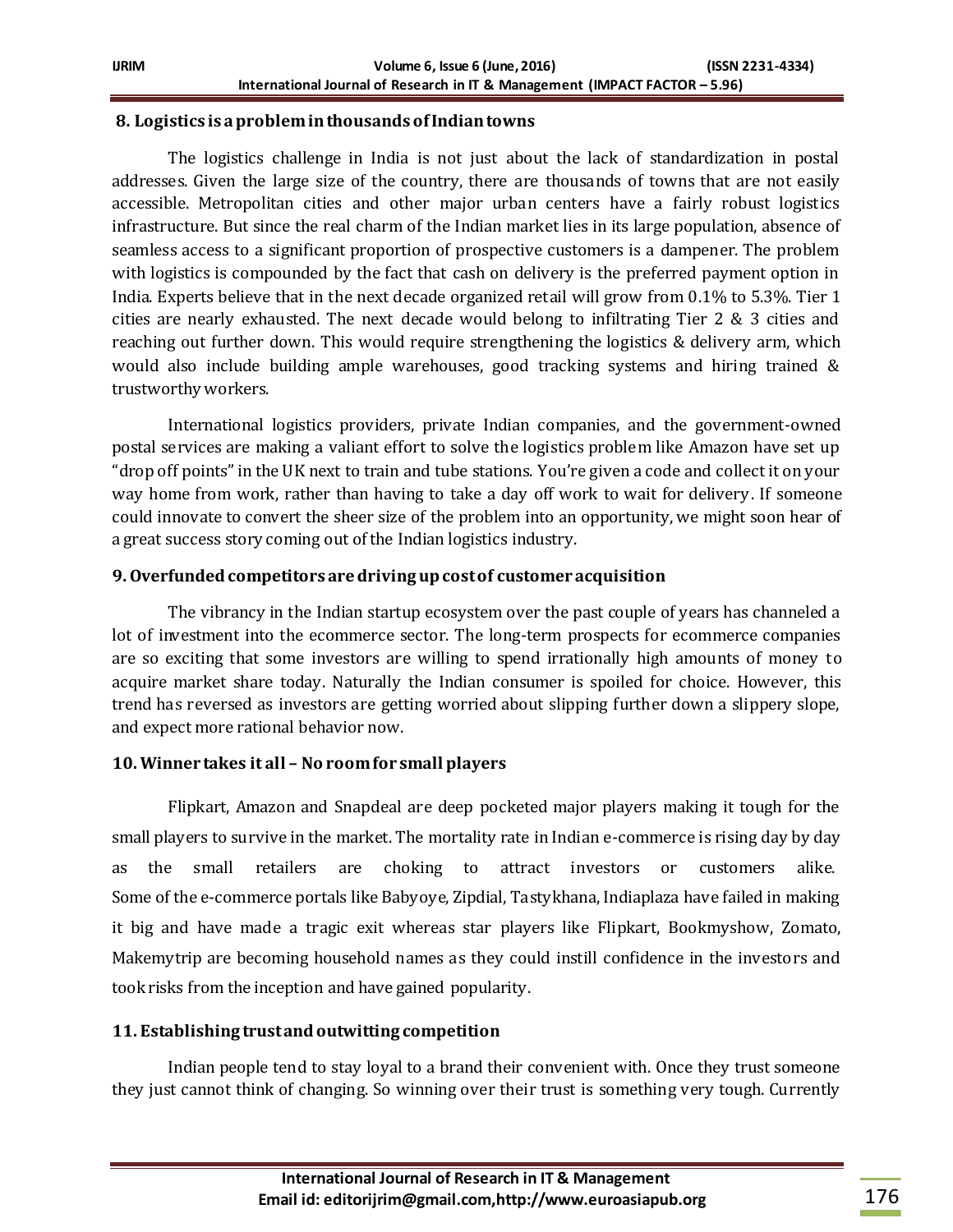### 8. Logistics is a problem in thousands of Indian towns

The logistics challenge in India is not just about the lack of standardization in postal addresses. Given the large size of the country, there are thousands of towns that are not easily accessible. Metropolitan cities and other major urban centers have a fairly robust logistics infrastructure. But since the real charm of the Indian market lies in its large population, absence of seamless access to a significant proportion of prospective customers is a dampener. The problem with logistics is compounded by the fact that cash on delivery is the preferred payment option in India. Experts believe that in the next decade organized retail will grow from 0.1% to 5.3%. Tier 1 cities are nearly exhausted. The next decade would belong to infiltrating Tier 2 & 3 cities and reaching out further down. This would require strengthening the logistics & delivery arm, which would also include building ample warehouses, good tracking systems and hiring trained & trustworthy workers.

International logistics providers, private Indian companies, and the government-owned postal services are making a valiant effort to solve the logistics problem like Amazon have set up "drop off points" in the UK next to train and tube stations. You're given a code and collect it on your way home from work, rather than having to take a day off work to wait for delivery. If someone could innovate to convert the sheer size of the problem into an opportunity, we might soon hear of a great success story coming out of the Indian logistics industry.

### 9. Overfunded competitors are driving up cost of customer acquisition

The vibrancy in the Indian startup ecosystem over the past couple of years has channeled a lot of investment into the ecommerce sector. The long-term prospects for ecommerce companies are so exciting that some investors are willing to spend irrationally high amounts of money to acquire market share today. Naturally the Indian consumer is spoiled for choice. However, this trend has reversed as investors are getting worried about slipping further down a slippery slope, and expect more rational behavior now.

### 10. Winner takes it all – No room for small players

Flipkart, Amazon and Snapdeal are deep pocketed major players making it tough for the small players to survive in the market. The mortality rate in Indian e-commerce is rising day by day as the small retailers are choking to attract investors or customers alike. Some of the e-commerce portals like Babyoye, Zipdial, Tastykhana, Indiaplaza have failed in making it big and have made a tragic exit whereas star players like Flipkart, Bookmyshow, Zomato, Makemytrip are becoming household names as they could instill confidence in the investors and took risks from the inception and have gained popularity.

### 11. Establishing trust and outwitting competition

Indian people tend to stay loyal to a brand their convenient with. Once they trust someone they just cannot think of changing. So winning over their trust is something very tough. Currently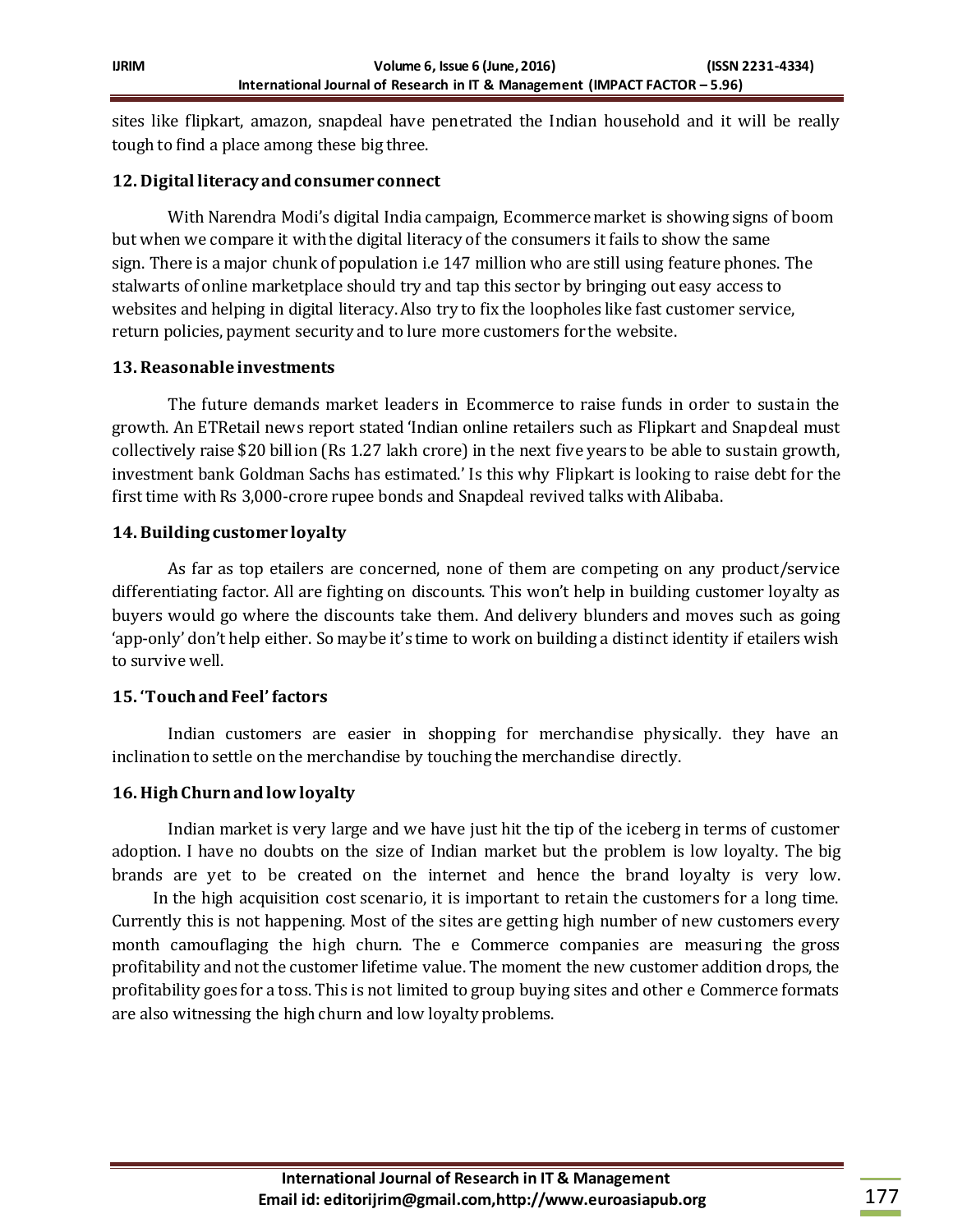sites like flipkart, amazon, snapdeal have penetrated the Indian household and it will be really tough to find a place among these big three.

### 12. Digital literacy and consumer connect

With Narendra Modi's digital India campaign, Ecommerce market is showing signs of boom but when we compare it with the digital literacy of the consumers it fails to show the same sign. There is a major chunk of population i.e 147 million who are still using feature phones. The stalwarts of online marketplace should try and tap this sector by bringing out easy access to websites and helping in digital literacy. Also try to fix the loopholes like fast customer service, return policies, payment security and to lure more customers for the website.

### 13. Reasonable investments

The future demands market leaders in Ecommerce to raise funds in order to sustain the growth. An ETRetail news report stated 'Indian online retailers such as Flipkart and Snapdeal must collectively raise $20 billion (Rs 1.27 lakh crore) in the next five years to be able to sustain growth, investment bank Goldman Sachs has estimated.' Is this why Flipkart is looking to raise debt for the first time with Rs 3,000-crore rupee bonds and Snapdeal revived talks with Alibaba.

### 14. Building customer loyalty

As far as top etailers are concerned, none of them are competing on any product/service differentiating factor. All are fighting on discounts. This won't help in building customer loyalty as buyers would go where the discounts take them. And delivery blunders and moves such as going 'app-only' don't help either. So maybe it's time to work on building a distinct identity if etailers wish to survive well.

### 15. 'Touch and Feel' factors

Indian customers are easier in shopping for merchandise physically. they have an inclination to settle on the merchandise by touching the merchandise directly.

### 16. High Churn and low loyalty

Indian market is very large and we have just hit the tip of the iceberg in terms of customer adoption. I have no doubts on the size of Indian market but the problem is low loyalty. The big brands are yet to be created on the internet and hence the brand loyalty is very low.

In the high acquisition cost scenario, it is important to retain the customers for a long time. Currently this is not happening. Most of the sites are getting high number of new customers every month camouflaging the high churn. The e Commerce companies are measuring the gross profitability and not the customer lifetime value. The moment the new customer addition drops, the profitability goes for a toss. This is not limited to group buying sites and other e Commerce formats are also witnessing the high churn and low loyalty problems.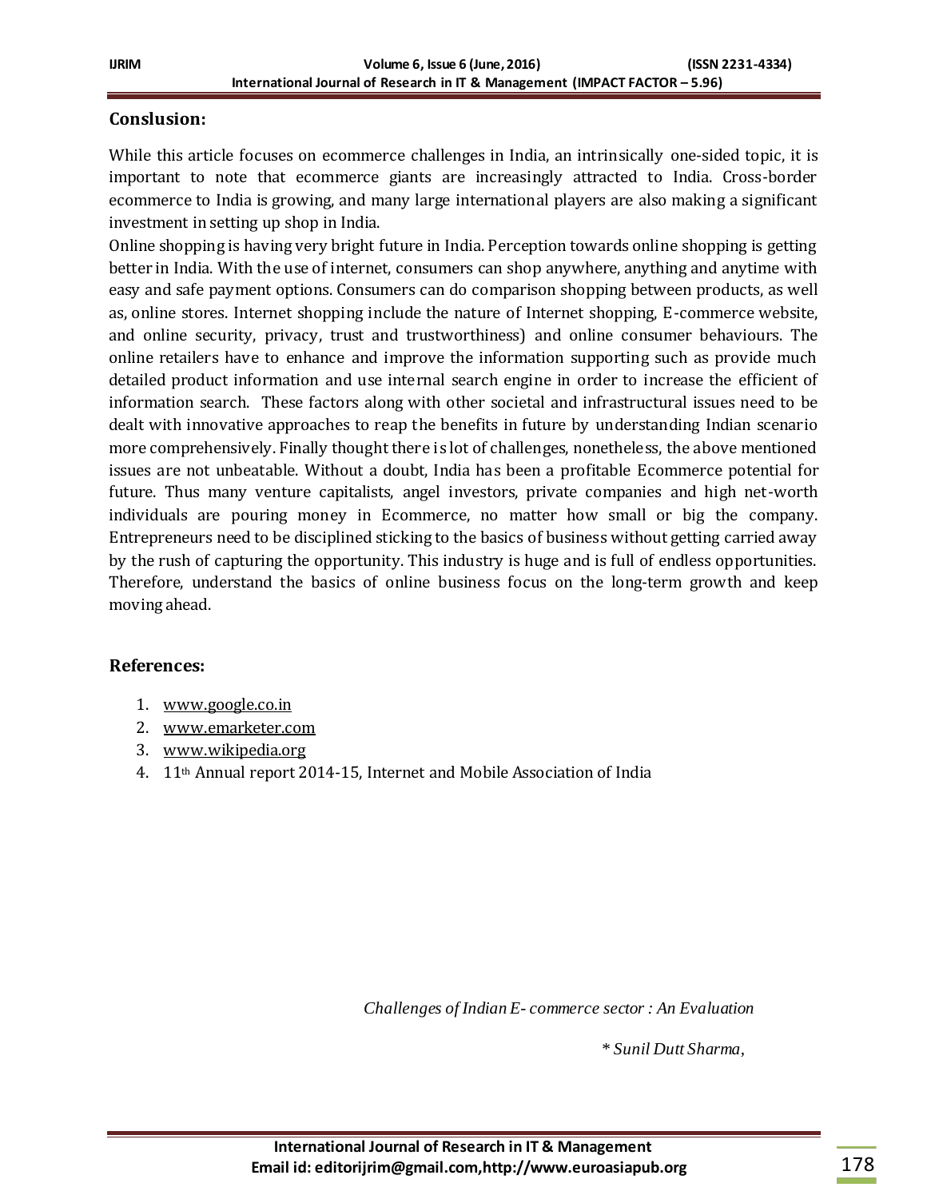## Conslusion:

While this article focuses on ecommerce challenges in India, an intrinsically one-sided topic, it is important to note that ecommerce giants are increasingly attracted to India. Cross-border ecommerce to India is growing, and many large international players are also making a significant investment in setting up shop in India.

Online shopping is having very bright future in India. Perception towards online shopping is getting better in India. With the use of internet, consumers can shop anywhere, anything and anytime with easy and safe payment options. Consumers can do comparison shopping between products, as well as, online stores. Internet shopping include the nature of Internet shopping, E-commerce website, and online security, privacy, trust and trustworthiness) and online consumer behaviours. The online retailers have to enhance and improve the information supporting such as provide much detailed product information and use internal search engine in order to increase the efficient of information search. These factors along with other societal and infrastructural issues need to be dealt with innovative approaches to reap the benefits in future by understanding Indian scenario more comprehensively. Finally thought there is lot of challenges, nonetheless, the above mentioned issues are not unbeatable. Without a doubt, India has been a profitable Ecommerce potential for future. Thus many venture capitalists, angel investors, private companies and high net-worth individuals are pouring money in Ecommerce, no matter how small or big the company. Entrepreneurs need to be disciplined sticking to the basics of business without getting carried away by the rush of capturing the opportunity. This industry is huge and is full of endless opportunities. Therefore, understand the basics of online business focus on the long-term growth and keep moving ahead.

## References:

1. www.google.co.in
2. www.emarketer.com
3. www.wikipedia.org
4. 11th Annual report 2014-15, Internet and Mobile Association of India

*Challenges of Indian E- commerce sector : An Evaluation*

*\* Sunil Dutt Sharma,*